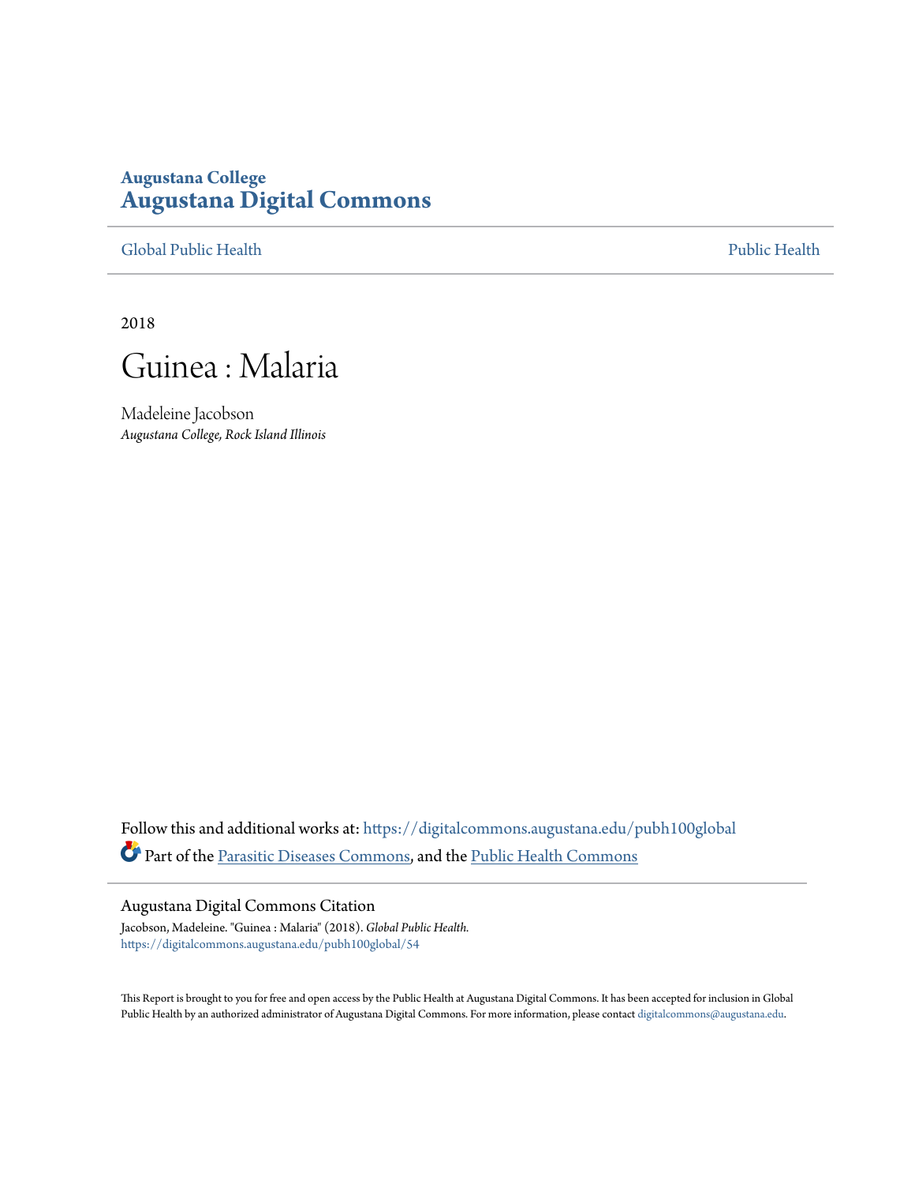Augustana College

# Augustana Digital Commons

Global Public Health | Public Health

2018

# Guinea : Malaria

Madeleine Jacobson
*Augustana College, Rock Island Illinois*

Follow this and additional works at: https://digitalcommons.augustana.edu/pubh100global

Part of the Parasitic Diseases Commons, and the Public Health Commons

## Augustana Digital Commons Citation

Jacobson, Madeleine. "Guinea : Malaria" (2018). *Global Public Health.*
https://digitalcommons.augustana.edu/pubh100global/54

This Report is brought to you for free and open access by the Public Health at Augustana Digital Commons. It has been accepted for inclusion in Global Public Health by an authorized administrator of Augustana Digital Commons. For more information, please contact digitalcommons@augustana.edu.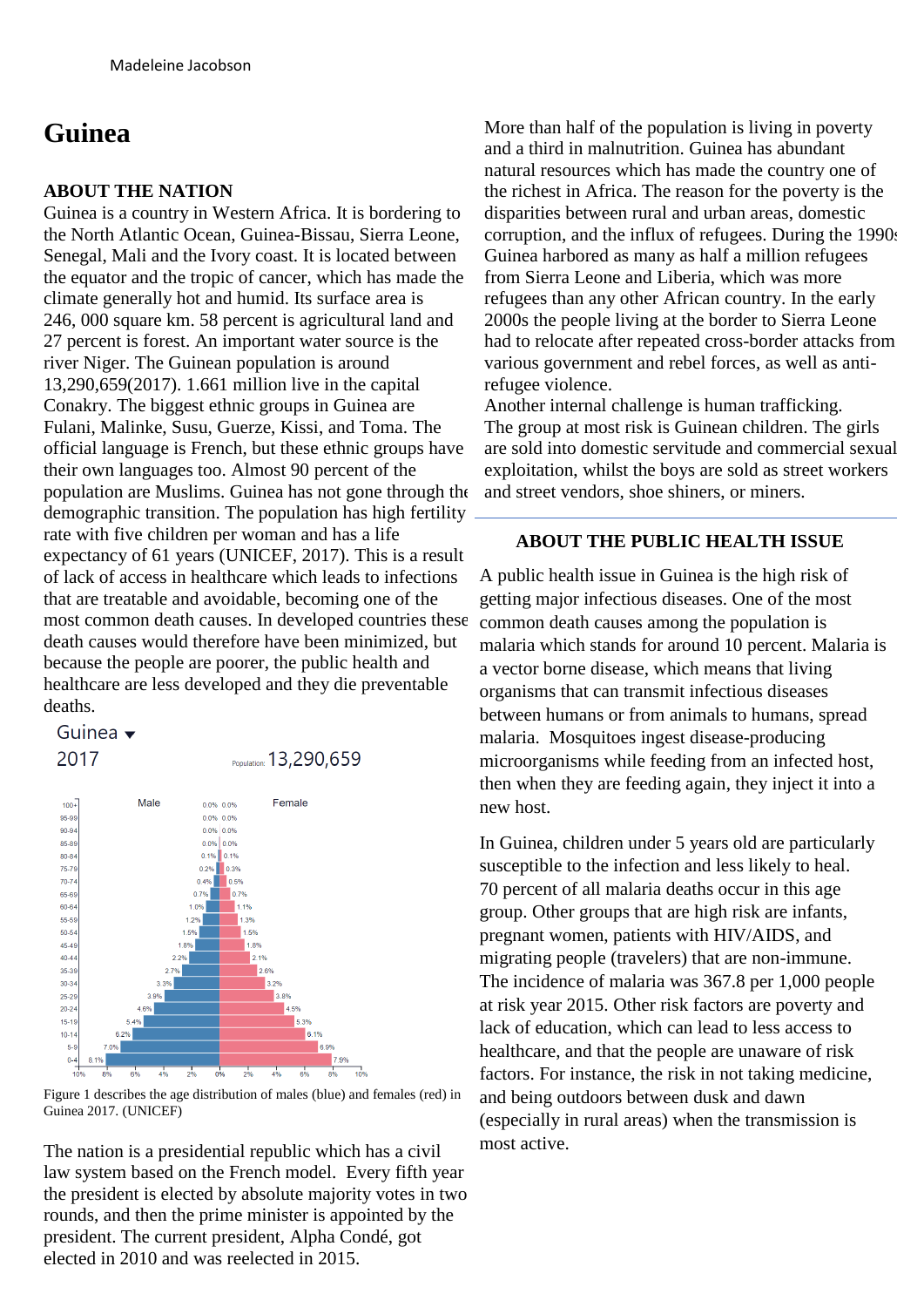Madeleine Jacobson

# Guinea

### ABOUT THE NATION

Guinea is a country in Western Africa. It is bordering to the North Atlantic Ocean, Guinea-Bissau, Sierra Leone, Senegal, Mali and the Ivory coast. It is located between the equator and the tropic of cancer, which has made the climate generally hot and humid. Its surface area is 246, 000 square km. 58 percent is agricultural land and 27 percent is forest. An important water source is the river Niger. The Guinean population is around 13,290,659(2017). 1.661 million live in the capital Conakry. The biggest ethnic groups in Guinea are Fulani, Malinke, Susu, Guerze, Kissi, and Toma. The official language is French, but these ethnic groups have their own languages too. Almost 90 percent of the population are Muslims. Guinea has not gone through the demographic transition. The population has high fertility rate with five children per woman and has a life expectancy of 61 years (UNICEF, 2017). This is a result of lack of access in healthcare which leads to infections that are treatable and avoidable, becoming one of the most common death causes. In developed countries these death causes would therefore have been minimized, but because the people are poorer, the public health and healthcare are less developed and they die preventable deaths.

Figure 1 describes the age distribution of males (blue) and females (red) in Guinea 2017. (UNICEF)

The nation is a presidential republic which has a civil law system based on the French model. Every fifth year the president is elected by absolute majority votes in two rounds, and then the prime minister is appointed by the president. The current president, Alpha Condé, got elected in 2010 and was reelected in 2015.

More than half of the population is living in poverty and a third in malnutrition. Guinea has abundant natural resources which has made the country one of the richest in Africa. The reason for the poverty is the disparities between rural and urban areas, domestic corruption, and the influx of refugees. During the 1990s Guinea harbored as many as half a million refugees from Sierra Leone and Liberia, which was more refugees than any other African country. In the early 2000s the people living at the border to Sierra Leone had to relocate after repeated cross-border attacks from various government and rebel forces, as well as anti-refugee violence.

Another internal challenge is human trafficking. The group at most risk is Guinean children. The girls are sold into domestic servitude and commercial sexual exploitation, whilst the boys are sold as street workers and street vendors, shoe shiners, or miners.

### ABOUT THE PUBLIC HEALTH ISSUE

A public health issue in Guinea is the high risk of getting major infectious diseases. One of the most common death causes among the population is malaria which stands for around 10 percent. Malaria is a vector borne disease, which means that living organisms that can transmit infectious diseases between humans or from animals to humans, spread malaria. Mosquitoes ingest disease-producing microorganisms while feeding from an infected host, then when they are feeding again, they inject it into a new host.

In Guinea, children under 5 years old are particularly susceptible to the infection and less likely to heal. 70 percent of all malaria deaths occur in this age group. Other groups that are high risk are infants, pregnant women, patients with HIV/AIDS, and migrating people (travelers) that are non-immune. The incidence of malaria was 367.8 per 1,000 people at risk year 2015. Other risk factors are poverty and lack of education, which can lead to less access to healthcare, and that the people are unaware of risk factors. For instance, the risk in not taking medicine, and being outdoors between dusk and dawn (especially in rural areas) when the transmission is most active.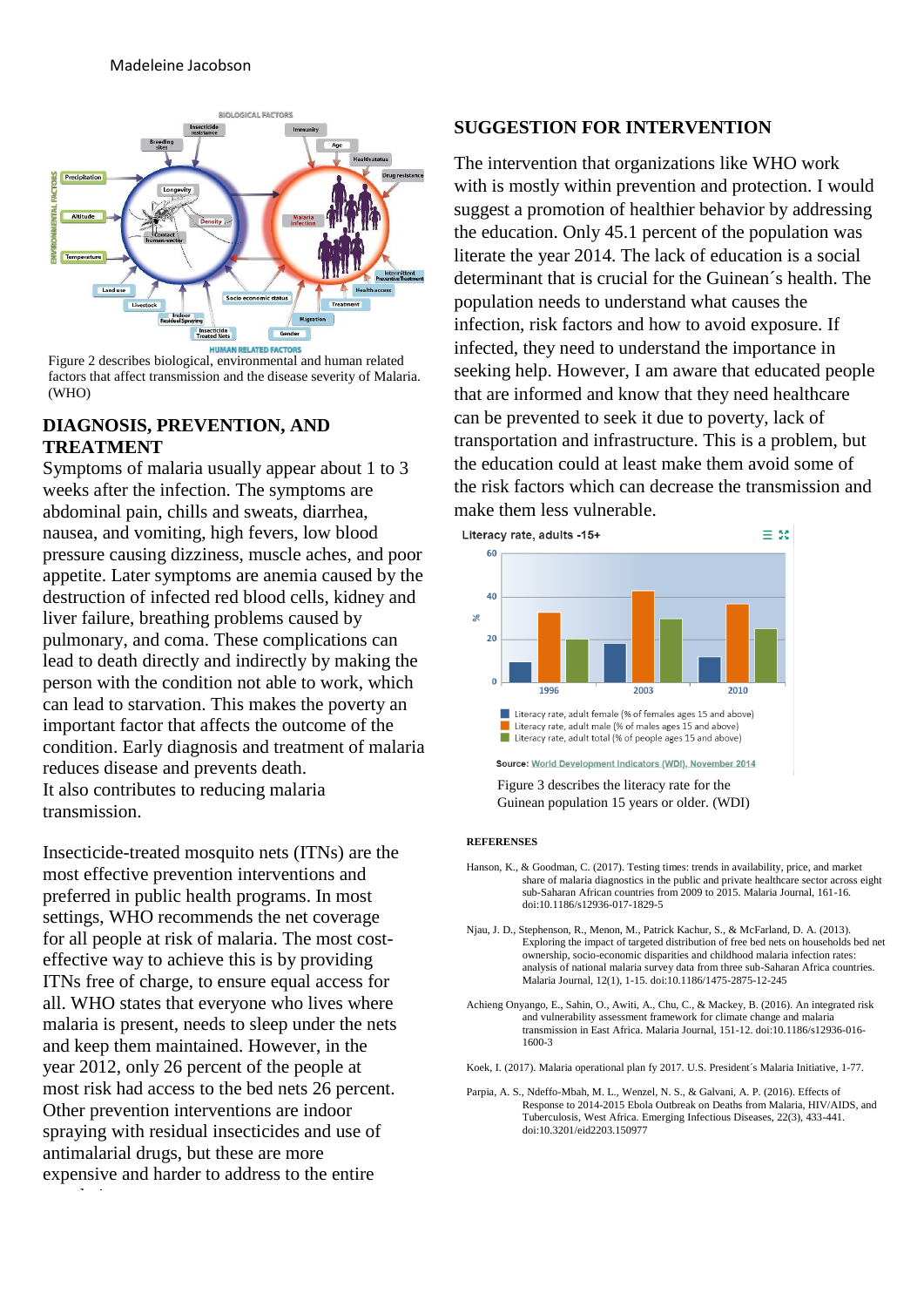Figure 2 describes biological, environmental and human related factors that affect transmission and the disease severity of Malaria. (WHO)

## DIAGNOSIS, PREVENTION, AND TREATMENT

Symptoms of malaria usually appear about 1 to 3 weeks after the infection. The symptoms are abdominal pain, chills and sweats, diarrhea, nausea, and vomiting, high fevers, low blood pressure causing dizziness, muscle aches, and poor appetite. Later symptoms are anemia caused by the destruction of infected red blood cells, kidney and liver failure, breathing problems caused by pulmonary, and coma. These complications can lead to death directly and indirectly by making the person with the condition not able to work, which can lead to starvation. This makes the poverty an important factor that affects the outcome of the condition. Early diagnosis and treatment of malaria reduces disease and prevents death.
It also contributes to reducing malaria transmission.

Insecticide-treated mosquito nets (ITNs) are the most effective prevention interventions and preferred in public health programs. In most settings, WHO recommends the net coverage for all people at risk of malaria. The most cost-effective way to achieve this is by providing ITNs free of charge, to ensure equal access for all. WHO states that everyone who lives where malaria is present, needs to sleep under the nets and keep them maintained. However, in the year 2012, only 26 percent of the people at most risk had access to the bed nets 26 percent. Other prevention interventions are indoor spraying with residual insecticides and use of antimalarial drugs, but these are more expensive and harder to address to the entire

## SUGGESTION FOR INTERVENTION

The intervention that organizations like WHO work with is mostly within prevention and protection. I would suggest a promotion of healthier behavior by addressing the education. Only 45.1 percent of the population was literate the year 2014. The lack of education is a social determinant that is crucial for the Guinean´s health. The population needs to understand what causes the infection, risk factors and how to avoid exposure. If infected, they need to understand the importance in seeking help. However, I am aware that educated people that are informed and know that they need healthcare can be prevented to seek it due to poverty, lack of transportation and infrastructure. This is a problem, but the education could at least make them avoid some of the risk factors which can decrease the transmission and make them less vulnerable.

Literacy rate, adults -15+

60
40
20
0
%
1996
2003
2010

Literacy rate, adult female (% of females ages 15 and above)
Literacy rate, adult male (% of males ages 15 and above)
Literacy rate, adult total (% of people ages 15 and above)

Source: World Development Indicators (WDI), November 2014

Figure 3 describes the literacy rate for the Guinean population 15 years or older. (WDI)

#### REFERENSES

Hanson, K., & Goodman, C. (2017). Testing times: trends in availability, price, and market share of malaria diagnostics in the public and private healthcare sector across eight sub-Saharan African countries from 2009 to 2015. Malaria Journal, 161-16. doi:10.1186/s12936-017-1829-5

Njau, J. D., Stephenson, R., Menon, M., Patrick Kachur, S., & McFarland, D. A. (2013). Exploring the impact of targeted distribution of free bed nets on households bed net ownership, socio-economic disparities and childhood malaria infection rates: analysis of national malaria survey data from three sub-Saharan Africa countries. Malaria Journal, 12(1), 1-15. doi:10.1186/1475-2875-12-245

Achieng Onyango, E., Sahin, O., Awiti, A., Chu, C., & Mackey, B. (2016). An integrated risk and vulnerability assessment framework for climate change and malaria transmission in East Africa. Malaria Journal, 151-12. doi:10.1186/s12936-016-1600-3

Koek, I. (2017). Malaria operational plan fy 2017. U.S. President´s Malaria Initiative, 1-77.

Parpia, A. S., Ndeffo-Mbah, M. L., Wenzel, N. S., & Galvani, A. P. (2016). Effects of Response to 2014-2015 Ebola Outbreak on Deaths from Malaria, HIV/AIDS, and Tuberculosis, West Africa. Emerging Infectious Diseases, 22(3), 433-441. doi:10.3201/eid2203.150977